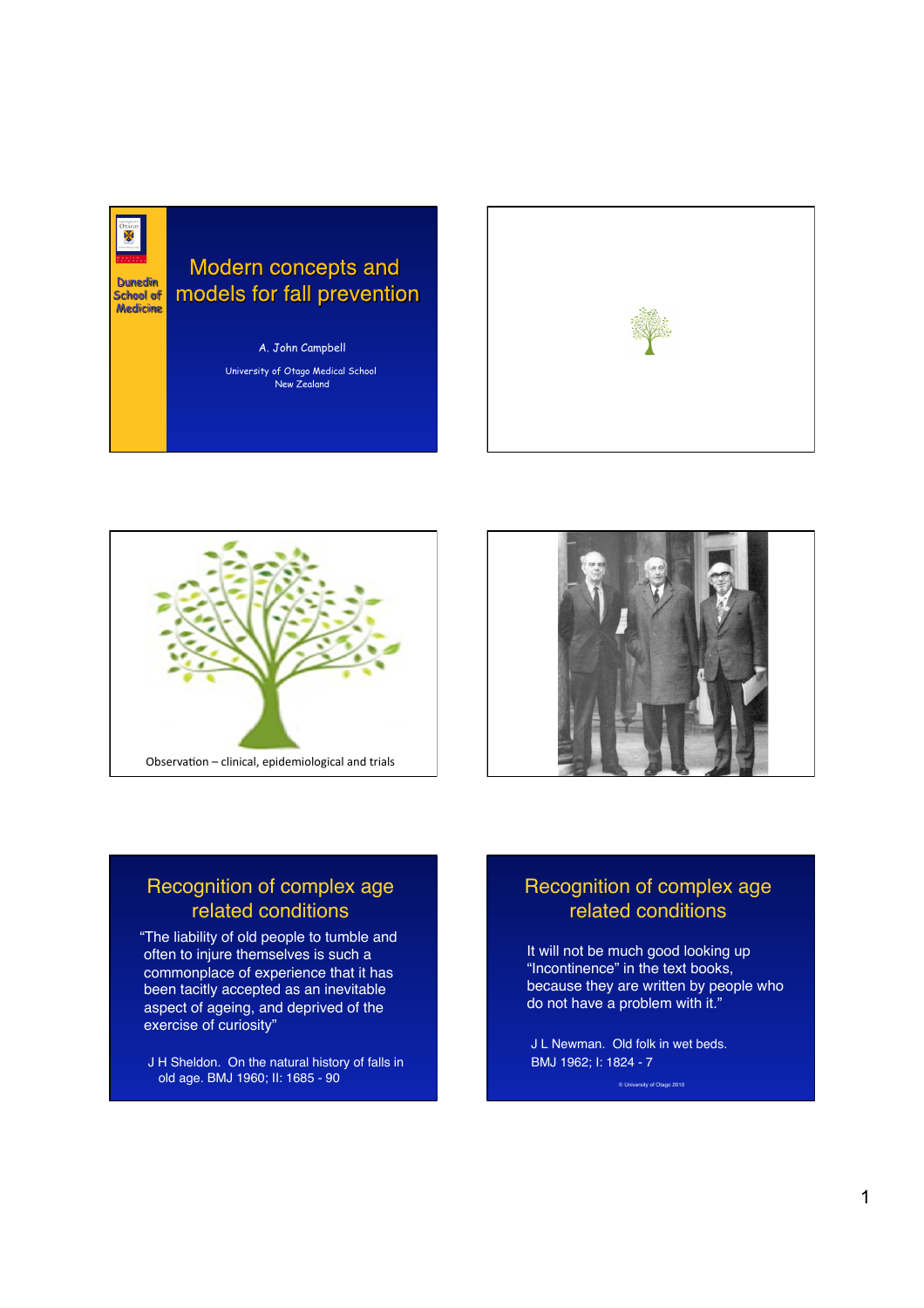# Modern concepts and models for fall prevention

A. John Campbell

University of Otago Medical School
New Zealand

Dunedin School of Medicine

---

Observation – clinical, epidemiological and trials

---

## Recognition of complex age related conditions

"The liability of old people to tumble and often to injure themselves is such a commonplace of experience that it has been tacitly accepted as an inevitable aspect of ageing, and deprived of the exercise of curiosity"

J H Sheldon. On the natural history of falls in old age. BMJ 1960; II: 1685 - 90

---

## Recognition of complex age related conditions

It will not be much good looking up "Incontinence" in the text books, because they are written by people who do not have a problem with it."

J L Newman. Old folk in wet beds. BMJ 1962; I: 1824 - 7

© University of Otago 2010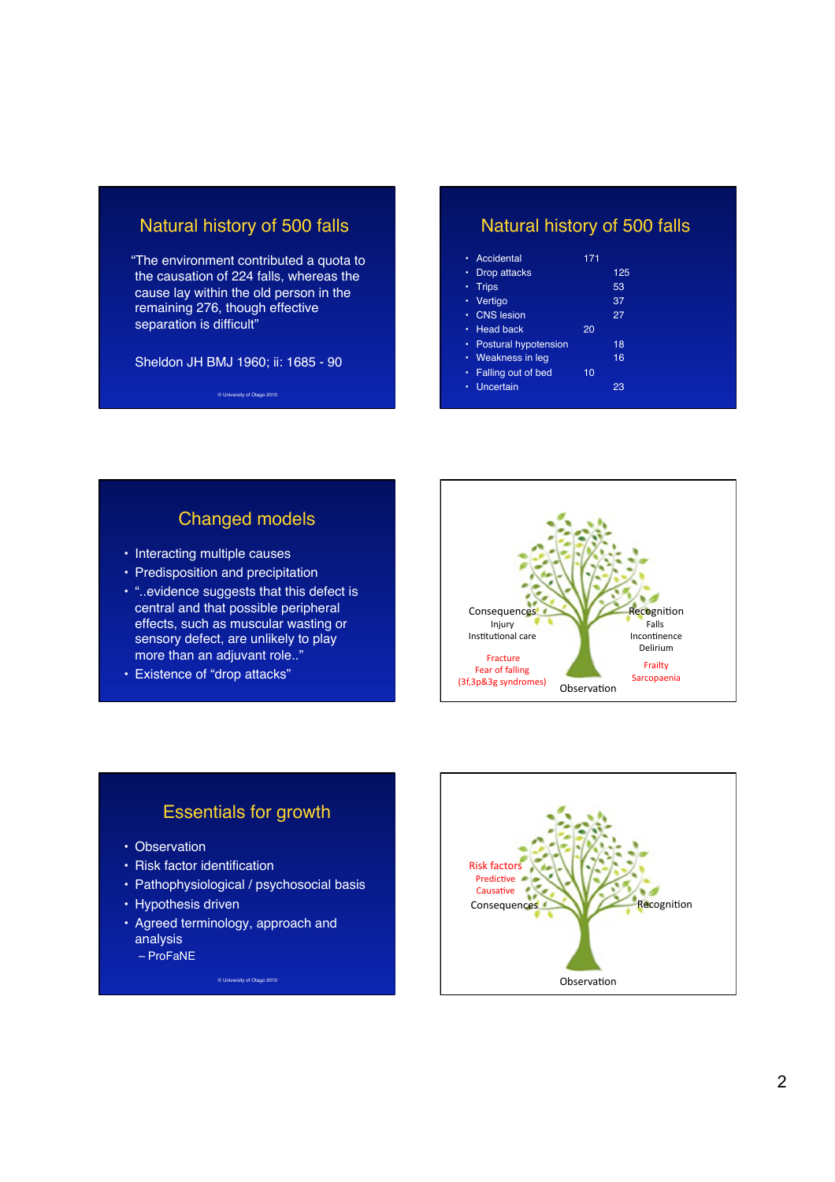## Natural history of 500 falls

"The environment contributed a quota to the causation of 224 falls, whereas the cause lay within the old person in the remaining 276, though effective separation is difficult"

Sheldon JH BMJ 1960; ii: 1685 - 90

© University of Otago 2010

## Natural history of 500 falls

- Accidental 171
- Drop attacks 125
- Trips 53
- Vertigo 37
- CNS lesion 27
- Head back 20
- Postural hypotension 18
- Weakness in leg 16
- Falling out of bed 10
- Uncertain 23

## Changed models

- Interacting multiple causes
- Predisposition and precipitation
- "..evidence suggests that this defect is central and that possible peripheral effects, such as muscular wasting or sensory defect, are unlikely to play more than an adjuvant role.."
- Existence of "drop attacks"

Consequences
Injury
Institutional care

Fracture
Fear of falling
(3f,3p&3g syndromes)

Recognition
Falls
Incontinence
Delirium

Frailty
Sarcopaenia

Observation

## Essentials for growth

- Observation
- Risk factor identification
- Pathophysiological / psychosocial basis
- Hypothesis driven
- Agreed terminology, approach and analysis
  - ProFaNE

© University of Otago 2010

Risk factors
Predictive
Causative

Consequences

Recognition

Observation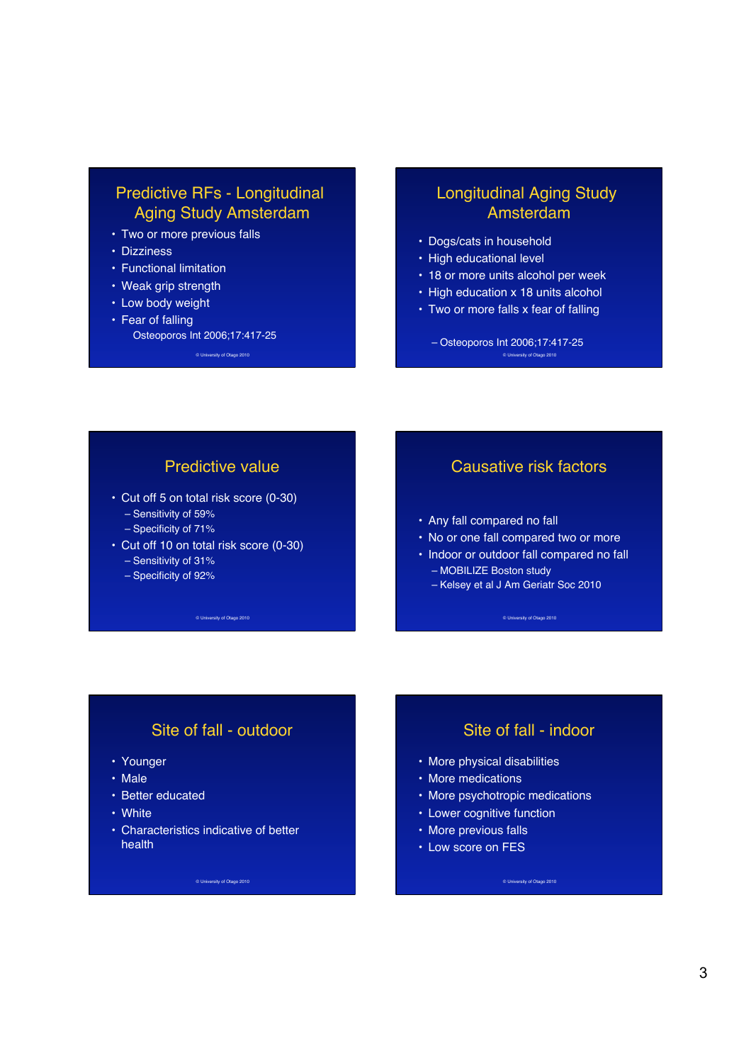## Predictive RFs - Longitudinal Aging Study Amsterdam

- Two or more previous falls
- Dizziness
- Functional limitation
- Weak grip strength
- Low body weight
- Fear of falling

Osteoporos Int 2006;17:417-25

© University of Otago 2010

## Longitudinal Aging Study Amsterdam

- Dogs/cats in household
- High educational level
- 18 or more units alcohol per week
- High education x 18 units alcohol
- Two or more falls x fear of falling

– Osteoporos Int 2006;17:417-25

© University of Otago 2010

## Predictive value

- Cut off 5 on total risk score (0-30)
  - Sensitivity of 59%
  - Specificity of 71%
- Cut off 10 on total risk score (0-30)
  - Sensitivity of 31%
  - Specificity of 92%

© University of Otago 2010

## Causative risk factors

- Any fall compared no fall
- No or one fall compared two or more
- Indoor or outdoor fall compared no fall
  - MOBILIZE Boston study
  - Kelsey et al J Am Geriatr Soc 2010

© University of Otago 2010

## Site of fall - outdoor

- Younger
- Male
- Better educated
- White
- Characteristics indicative of better health

© University of Otago 2010

## Site of fall - indoor

- More physical disabilities
- More medications
- More psychotropic medications
- Lower cognitive function
- More previous falls
- Low score on FES

© University of Otago 2010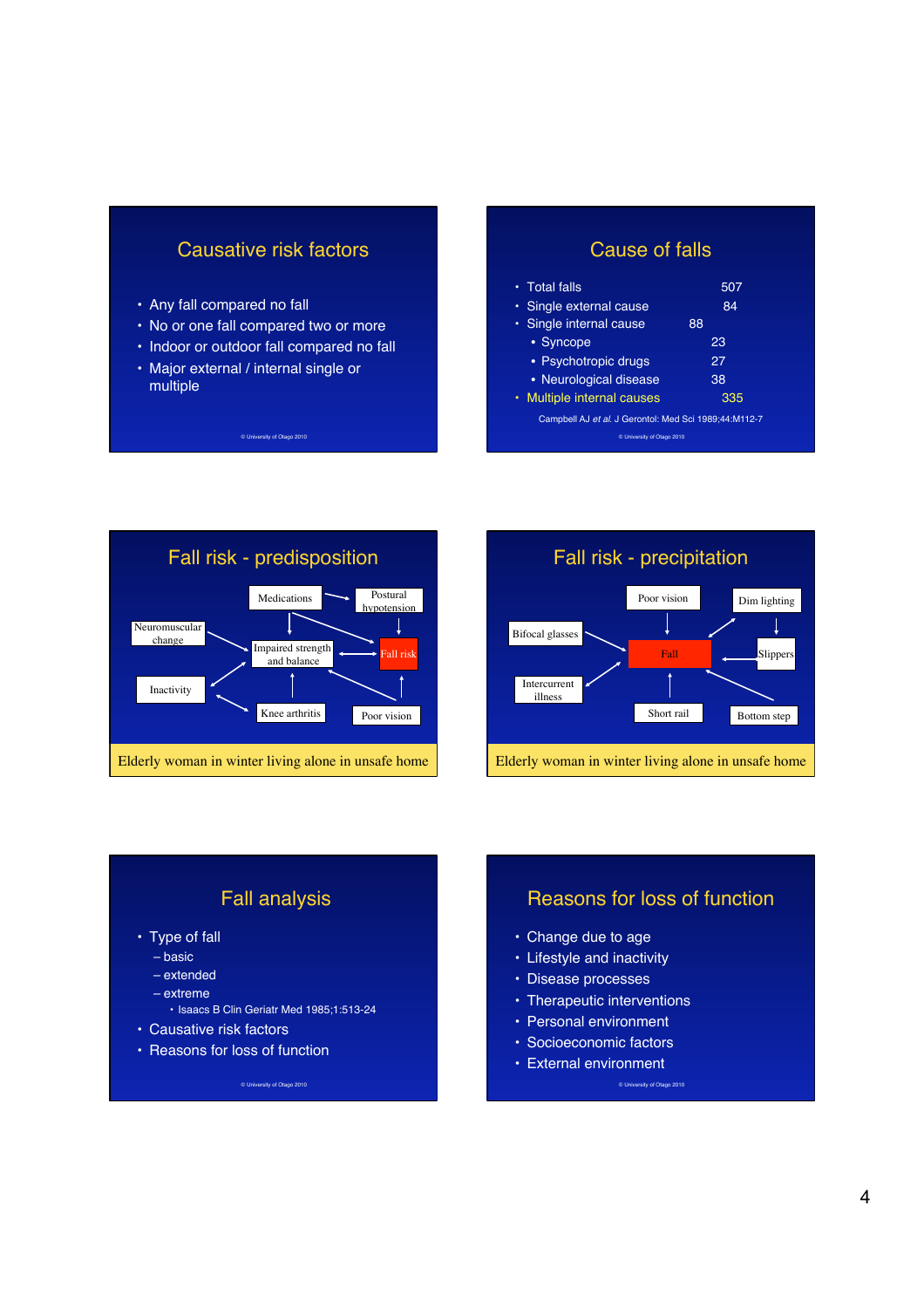## Causative risk factors

- Any fall compared no fall
- No or one fall compared two or more
- Indoor or outdoor fall compared no fall
- Major external / internal single or multiple

## Cause of falls

- Total falls 507
- Single external cause 84
- Single internal cause 88
  - Syncope 23
  - Psychotropic drugs 27
  - Neurological disease 38
- Multiple internal causes 335

Campbell AJ *et al.* J Gerontol: Med Sci 1989;44:M112-7

## Fall risk - predisposition

Medications, Postural hypotension, Neuromuscular change, Impaired strength and balance, Fall risk, Inactivity, Knee arthritis, Poor vision

Elderly woman in winter living alone in unsafe home

## Fall risk - precipitation

Poor vision, Dim lighting, Bifocal glasses, Fall, Slippers, Intercurrent illness, Short rail, Bottom step

Elderly woman in winter living alone in unsafe home

## Fall analysis

- Type of fall
  - basic
  - extended
  - extreme
    - Isaacs B Clin Geriatr Med 1985;1:513-24
- Causative risk factors
- Reasons for loss of function

## Reasons for loss of function

- Change due to age
- Lifestyle and inactivity
- Disease processes
- Therapeutic interventions
- Personal environment
- Socioeconomic factors
- External environment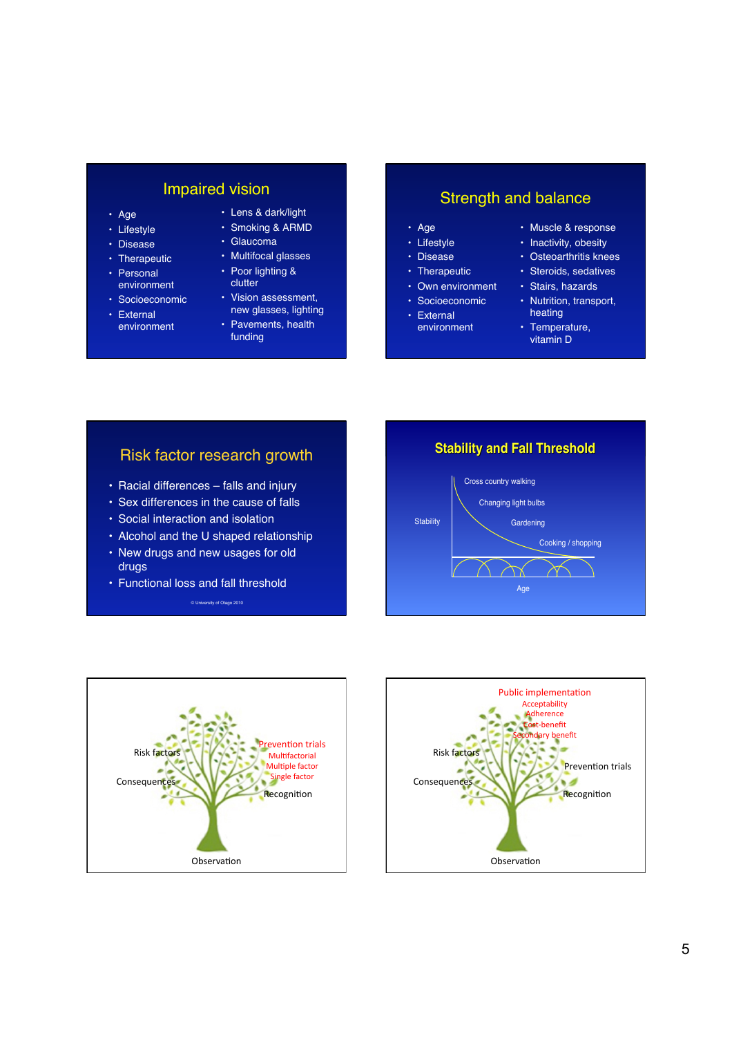## Impaired vision

- Age
- Lifestyle
- Disease
- Therapeutic
- Personal environment
- Socioeconomic
- External environment

- Lens & dark/light
- Smoking & ARMD
- Glaucoma
- Multifocal glasses
- Poor lighting & clutter
- Vision assessment, new glasses, lighting
- Pavements, health funding

## Strength and balance

- Age
- Lifestyle
- Disease
- Therapeutic
- Own environment
- Socioeconomic
- External environment

- Muscle & response
- Inactivity, obesity
- Osteoarthritis knees
- Steroids, sedatives
- Stairs, hazards
- Nutrition, transport, heating
- Temperature, vitamin D

## Risk factor research growth

- Racial differences – falls and injury
- Sex differences in the cause of falls
- Social interaction and isolation
- Alcohol and the U shaped relationship
- New drugs and new usages for old drugs
- Functional loss and fall threshold

© University of Otago 2010

## Stability and Fall Threshold

Stability

Cross country walking

Changing light bulbs

Gardening

Cooking / shopping

Age

---

Risk factors

Consequences

Prevention trials
Multifactorial
Multiple factor
Single factor

Recognition

Observation

---

Public implementation
Acceptability
Adherence
Cost-benefit
Secondary benefit

Risk factors

Consequences

Prevention trials

Recognition

Observation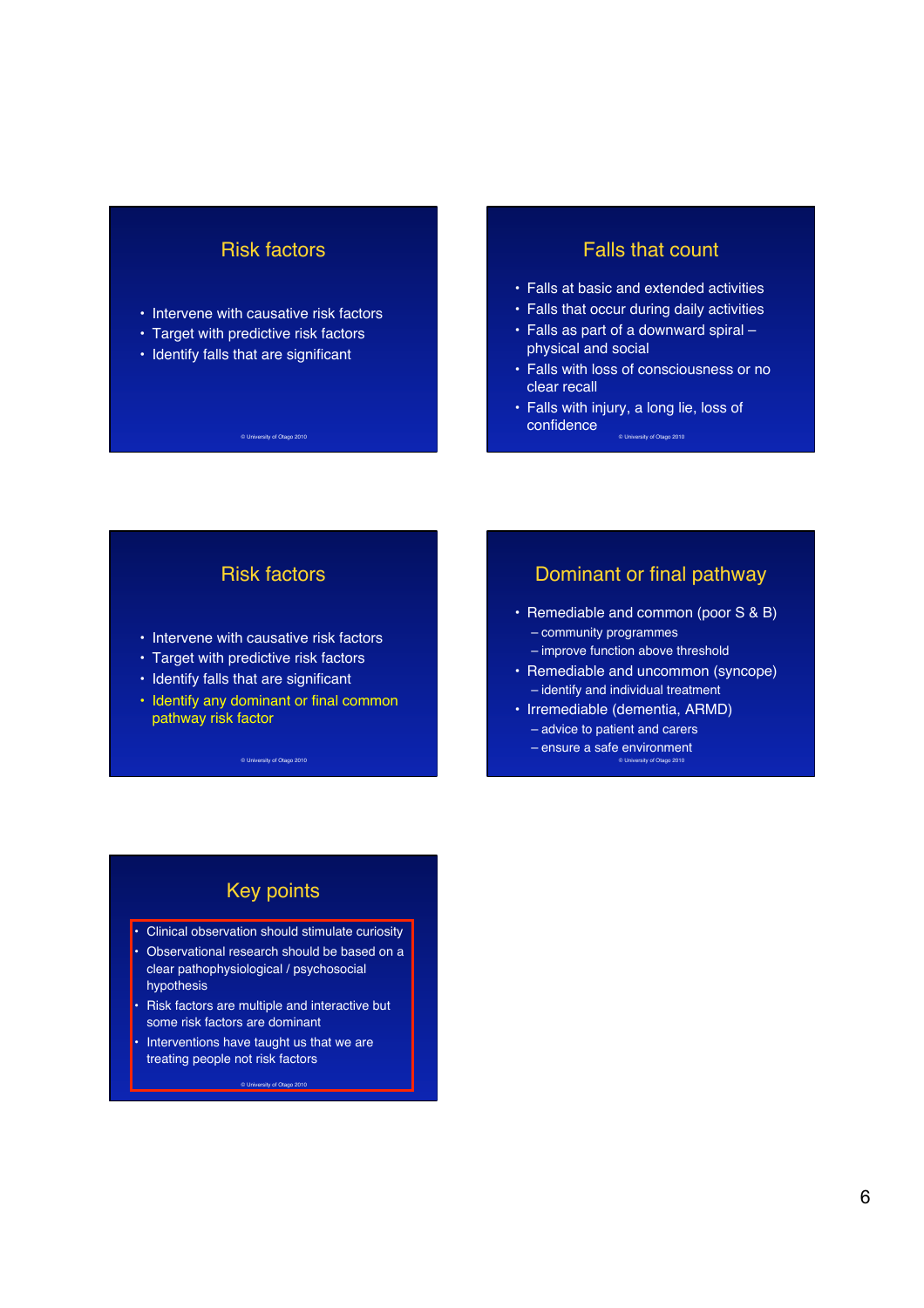## Risk factors

- Intervene with causative risk factors
- Target with predictive risk factors
- Identify falls that are significant

© University of Otago 2010

## Falls that count

- Falls at basic and extended activities
- Falls that occur during daily activities
- Falls as part of a downward spiral – physical and social
- Falls with loss of consciousness or no clear recall
- Falls with injury, a long lie, loss of confidence

© University of Otago 2010

## Risk factors

- Intervene with causative risk factors
- Target with predictive risk factors
- Identify falls that are significant
- Identify any dominant or final common pathway risk factor

© University of Otago 2010

## Dominant or final pathway

- Remediable and common (poor S & B)
  - community programmes
  - improve function above threshold
- Remediable and uncommon (syncope)
  - identify and individual treatment
- Irremediable (dementia, ARMD)
  - advice to patient and carers
  - ensure a safe environment

© University of Otago 2010

## Key points

- Clinical observation should stimulate curiosity
- Observational research should be based on a clear pathophysiological / psychosocial hypothesis
- Risk factors are multiple and interactive but some risk factors are dominant
- Interventions have taught us that we are treating people not risk factors

© University of Otago 2010